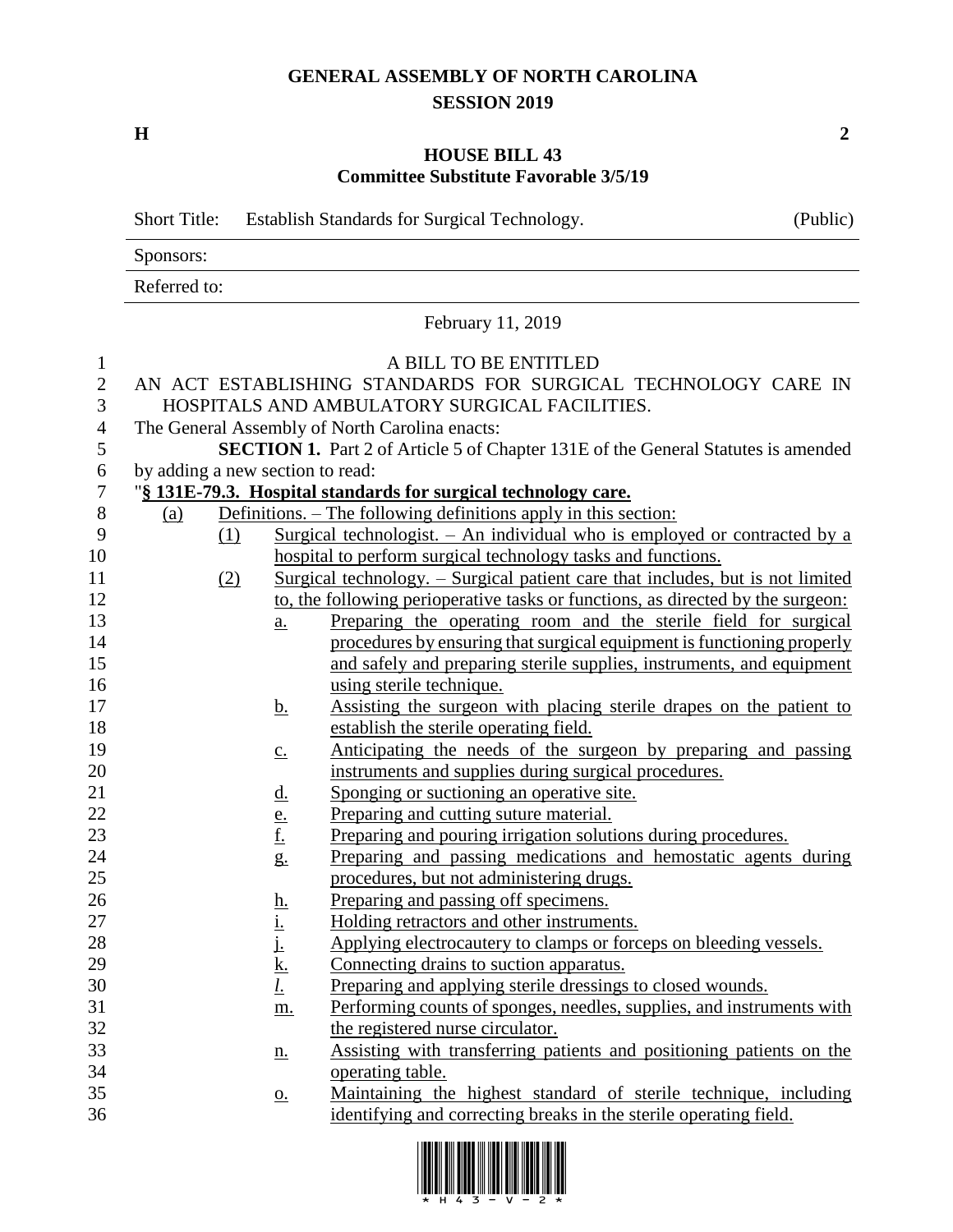# GENERAL ASSEMBLY OF NORTH CAROLINA
## SESSION 2019

**H** **2**

## HOUSE BILL 43
### Committee Substitute Favorable 3/5/19

Short Title: Establish Standards for Surgical Technology. (Public)

Sponsors:

Referred to:

February 11, 2019

A BILL TO BE ENTITLED

AN ACT ESTABLISHING STANDARDS FOR SURGICAL TECHNOLOGY CARE IN HOSPITALS AND AMBULATORY SURGICAL FACILITIES.

The General Assembly of North Carolina enacts:

**SECTION 1.** Part 2 of Article 5 of Chapter 131E of the General Statutes is amended by adding a new section to read:

"**§ 131E-79.3. Hospital standards for surgical technology care.**

(a) Definitions. – The following definitions apply in this section:

(1) Surgical technologist. – An individual who is employed or contracted by a hospital to perform surgical technology tasks and functions.

(2) Surgical technology. – Surgical patient care that includes, but is not limited to, the following perioperative tasks or functions, as directed by the surgeon:

a. Preparing the operating room and the sterile field for surgical procedures by ensuring that surgical equipment is functioning properly and safely and preparing sterile supplies, instruments, and equipment using sterile technique.

b. Assisting the surgeon with placing sterile drapes on the patient to establish the sterile operating field.

c. Anticipating the needs of the surgeon by preparing and passing instruments and supplies during surgical procedures.

d. Sponging or suctioning an operative site.

e. Preparing and cutting suture material.

f. Preparing and pouring irrigation solutions during procedures.

g. Preparing and passing medications and hemostatic agents during procedures, but not administering drugs.

h. Preparing and passing off specimens.

i. Holding retractors and other instruments.

j. Applying electrocautery to clamps or forceps on bleeding vessels.

k. Connecting drains to suction apparatus.

*l.* Preparing and applying sterile dressings to closed wounds.

m. Performing counts of sponges, needles, supplies, and instruments with the registered nurse circulator.

n. Assisting with transferring patients and positioning patients on the operating table.

o. Maintaining the highest standard of sterile technique, including identifying and correcting breaks in the sterile operating field.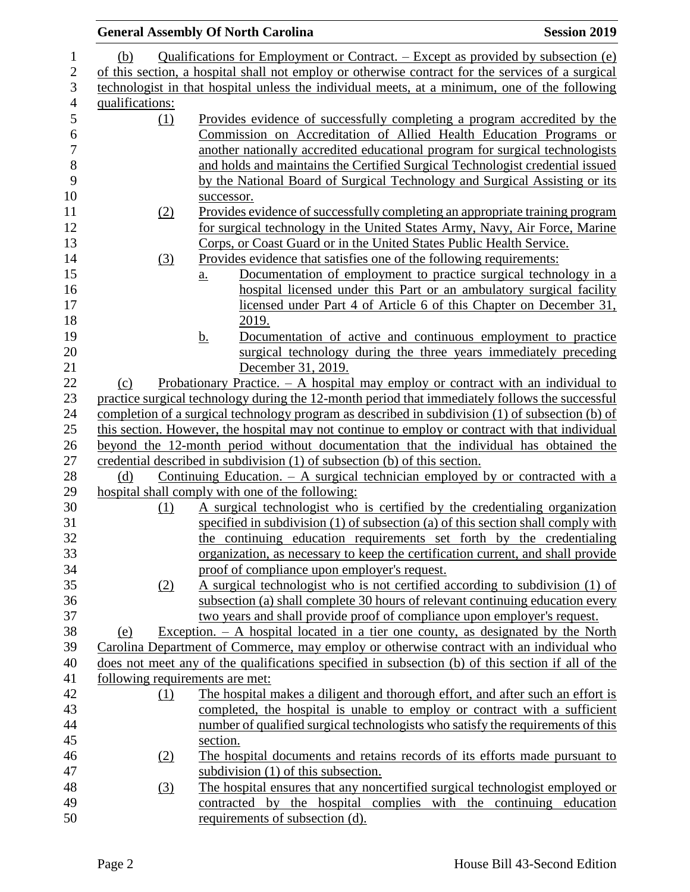(b) Qualifications for Employment or Contract. – Except as provided by subsection (e) of this section, a hospital shall not employ or otherwise contract for the services of a surgical technologist in that hospital unless the individual meets, at a minimum, one of the following qualifications:

(1) Provides evidence of successfully completing a program accredited by the Commission on Accreditation of Allied Health Education Programs or another nationally accredited educational program for surgical technologists and holds and maintains the Certified Surgical Technologist credential issued by the National Board of Surgical Technology and Surgical Assisting or its successor.

(2) Provides evidence of successfully completing an appropriate training program for surgical technology in the United States Army, Navy, Air Force, Marine Corps, or Coast Guard or in the United States Public Health Service.

(3) Provides evidence that satisfies one of the following requirements:

a. Documentation of employment to practice surgical technology in a hospital licensed under this Part or an ambulatory surgical facility licensed under Part 4 of Article 6 of this Chapter on December 31, 2019.

b. Documentation of active and continuous employment to practice surgical technology during the three years immediately preceding December 31, 2019.

(c) Probationary Practice. – A hospital may employ or contract with an individual to practice surgical technology during the 12-month period that immediately follows the successful completion of a surgical technology program as described in subdivision (1) of subsection (b) of this section. However, the hospital may not continue to employ or contract with that individual beyond the 12-month period without documentation that the individual has obtained the credential described in subdivision (1) of subsection (b) of this section.

(d) Continuing Education. – A surgical technician employed by or contracted with a hospital shall comply with one of the following:

(1) A surgical technologist who is certified by the credentialing organization specified in subdivision (1) of subsection (a) of this section shall comply with the continuing education requirements set forth by the credentialing organization, as necessary to keep the certification current, and shall provide proof of compliance upon employer's request.

(2) A surgical technologist who is not certified according to subdivision (1) of subsection (a) shall complete 30 hours of relevant continuing education every two years and shall provide proof of compliance upon employer's request.

(e) Exception. – A hospital located in a tier one county, as designated by the North Carolina Department of Commerce, may employ or otherwise contract with an individual who does not meet any of the qualifications specified in subsection (b) of this section if all of the following requirements are met:

(1) The hospital makes a diligent and thorough effort, and after such an effort is completed, the hospital is unable to employ or contract with a sufficient number of qualified surgical technologists who satisfy the requirements of this section.

(2) The hospital documents and retains records of its efforts made pursuant to subdivision (1) of this subsection.

(3) The hospital ensures that any noncertified surgical technologist employed or contracted by the hospital complies with the continuing education requirements of subsection (d).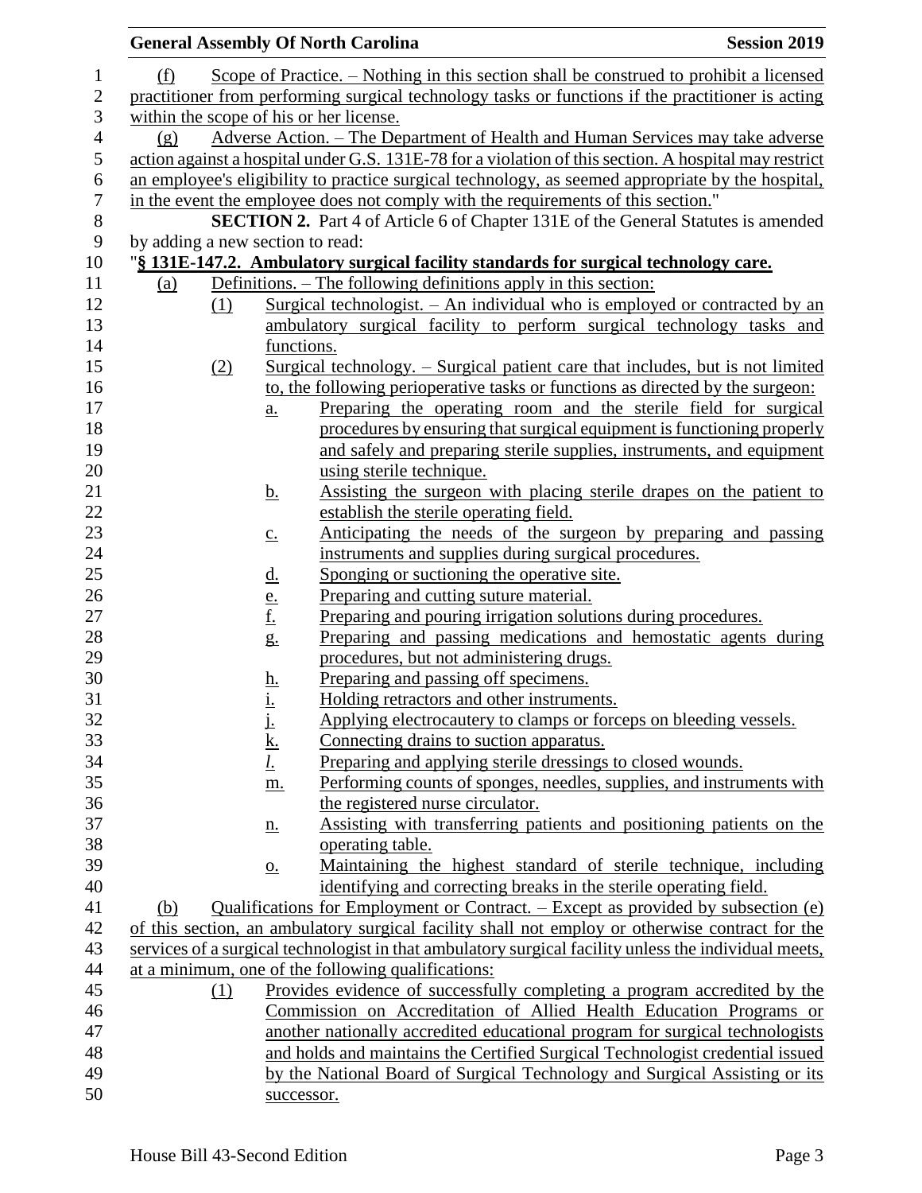(f) Scope of Practice. – Nothing in this section shall be construed to prohibit a licensed practitioner from performing surgical technology tasks or functions if the practitioner is acting within the scope of his or her license.

(g) Adverse Action. – The Department of Health and Human Services may take adverse action against a hospital under G.S. 131E-78 for a violation of this section. A hospital may restrict an employee's eligibility to practice surgical technology, as seemed appropriate by the hospital, in the event the employee does not comply with the requirements of this section."

**SECTION 2.** Part 4 of Article 6 of Chapter 131E of the General Statutes is amended by adding a new section to read:

"**§ 131E-147.2. Ambulatory surgical facility standards for surgical technology care.**

(a) Definitions. – The following definitions apply in this section:

(1) Surgical technologist. – An individual who is employed or contracted by an ambulatory surgical facility to perform surgical technology tasks and functions.

(2) Surgical technology. – Surgical patient care that includes, but is not limited to, the following perioperative tasks or functions as directed by the surgeon:

a. Preparing the operating room and the sterile field for surgical procedures by ensuring that surgical equipment is functioning properly and safely and preparing sterile supplies, instruments, and equipment using sterile technique.

b. Assisting the surgeon with placing sterile drapes on the patient to establish the sterile operating field.

c. Anticipating the needs of the surgeon by preparing and passing instruments and supplies during surgical procedures.

d. Sponging or suctioning the operative site.

e. Preparing and cutting suture material.

f. Preparing and pouring irrigation solutions during procedures.

g. Preparing and passing medications and hemostatic agents during procedures, but not administering drugs.

h. Preparing and passing off specimens.

i. Holding retractors and other instruments.

j. Applying electrocautery to clamps or forceps on bleeding vessels.

k. Connecting drains to suction apparatus.

*l.* Preparing and applying sterile dressings to closed wounds.

m. Performing counts of sponges, needles, supplies, and instruments with the registered nurse circulator.

n. Assisting with transferring patients and positioning patients on the operating table.

o. Maintaining the highest standard of sterile technique, including identifying and correcting breaks in the sterile operating field.

(b) Qualifications for Employment or Contract. – Except as provided by subsection (e) of this section, an ambulatory surgical facility shall not employ or otherwise contract for the services of a surgical technologist in that ambulatory surgical facility unless the individual meets, at a minimum, one of the following qualifications:

(1) Provides evidence of successfully completing a program accredited by the Commission on Accreditation of Allied Health Education Programs or another nationally accredited educational program for surgical technologists and holds and maintains the Certified Surgical Technologist credential issued by the National Board of Surgical Technology and Surgical Assisting or its successor.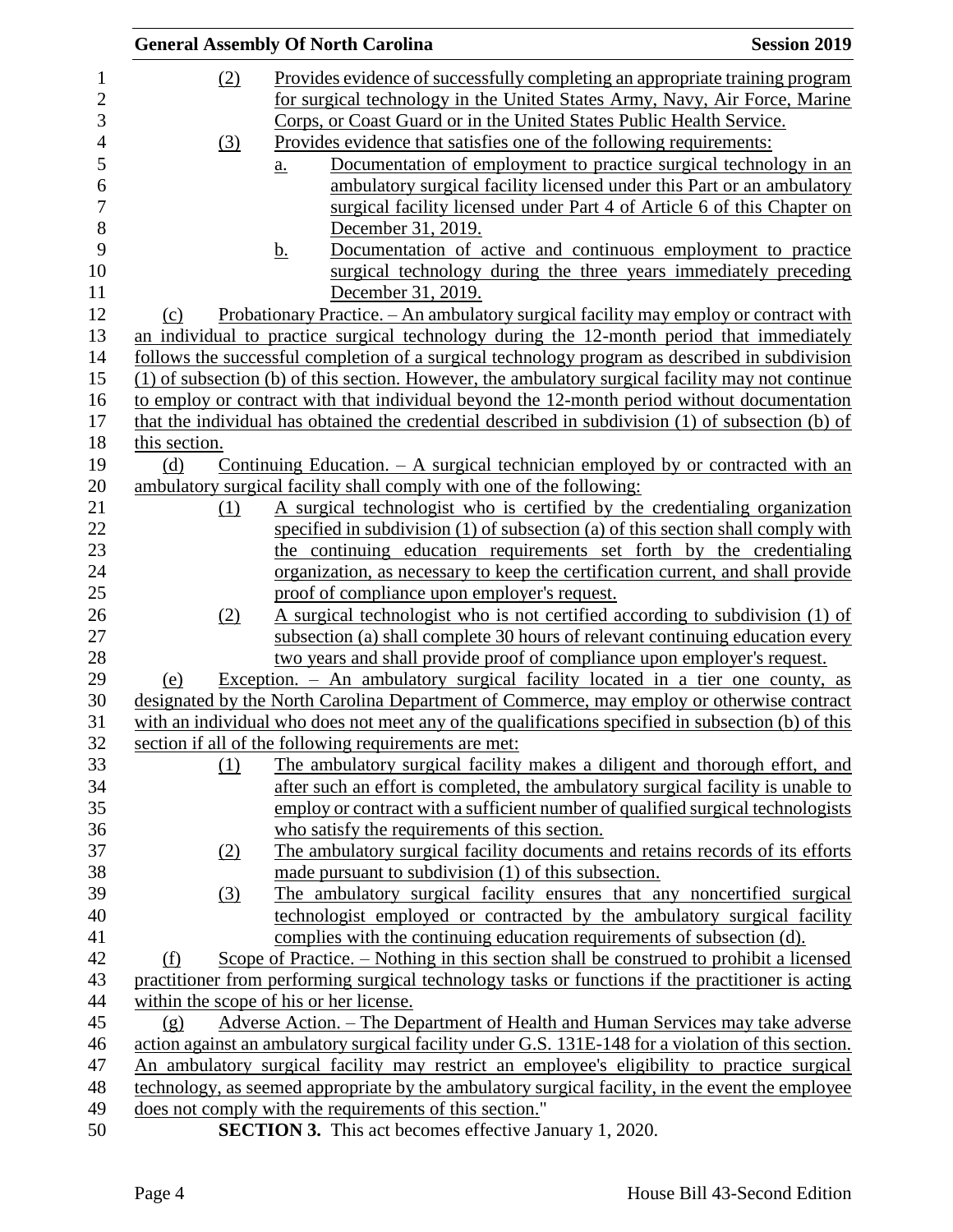(2) Provides evidence of successfully completing an appropriate training program for surgical technology in the United States Army, Navy, Air Force, Marine Corps, or Coast Guard or in the United States Public Health Service.

(3) Provides evidence that satisfies one of the following requirements:

a. Documentation of employment to practice surgical technology in an ambulatory surgical facility licensed under this Part or an ambulatory surgical facility licensed under Part 4 of Article 6 of this Chapter on December 31, 2019.

b. Documentation of active and continuous employment to practice surgical technology during the three years immediately preceding December 31, 2019.

(c) Probationary Practice. – An ambulatory surgical facility may employ or contract with an individual to practice surgical technology during the 12-month period that immediately follows the successful completion of a surgical technology program as described in subdivision (1) of subsection (b) of this section. However, the ambulatory surgical facility may not continue to employ or contract with that individual beyond the 12-month period without documentation that the individual has obtained the credential described in subdivision (1) of subsection (b) of this section.

(d) Continuing Education. – A surgical technician employed by or contracted with an ambulatory surgical facility shall comply with one of the following:

(1) A surgical technologist who is certified by the credentialing organization specified in subdivision (1) of subsection (a) of this section shall comply with the continuing education requirements set forth by the credentialing organization, as necessary to keep the certification current, and shall provide proof of compliance upon employer's request.

(2) A surgical technologist who is not certified according to subdivision (1) of subsection (a) shall complete 30 hours of relevant continuing education every two years and shall provide proof of compliance upon employer's request.

(e) Exception. – An ambulatory surgical facility located in a tier one county, as designated by the North Carolina Department of Commerce, may employ or otherwise contract with an individual who does not meet any of the qualifications specified in subsection (b) of this section if all of the following requirements are met:

(1) The ambulatory surgical facility makes a diligent and thorough effort, and after such an effort is completed, the ambulatory surgical facility is unable to employ or contract with a sufficient number of qualified surgical technologists who satisfy the requirements of this section.

(2) The ambulatory surgical facility documents and retains records of its efforts made pursuant to subdivision (1) of this subsection.

(3) The ambulatory surgical facility ensures that any noncertified surgical technologist employed or contracted by the ambulatory surgical facility complies with the continuing education requirements of subsection (d).

(f) Scope of Practice. – Nothing in this section shall be construed to prohibit a licensed practitioner from performing surgical technology tasks or functions if the practitioner is acting within the scope of his or her license.

(g) Adverse Action. – The Department of Health and Human Services may take adverse action against an ambulatory surgical facility under G.S. 131E-148 for a violation of this section. An ambulatory surgical facility may restrict an employee's eligibility to practice surgical technology, as seemed appropriate by the ambulatory surgical facility, in the event the employee does not comply with the requirements of this section."

**SECTION 3.** This act becomes effective January 1, 2020.